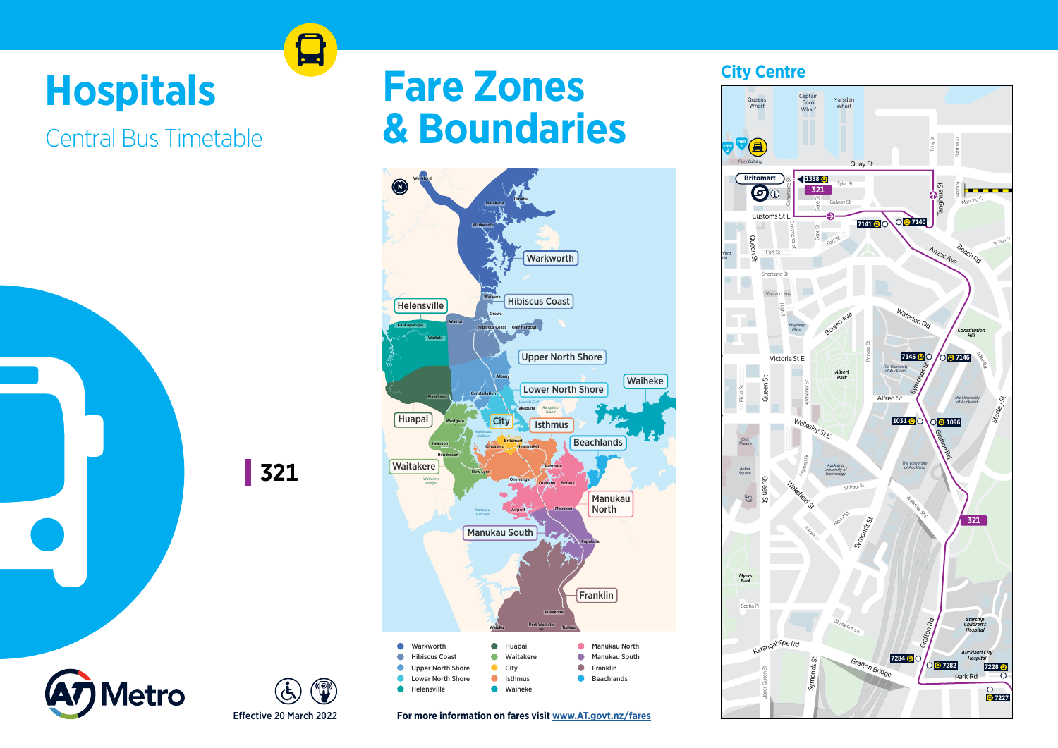# Hospitals

## Central Bus Timetable

**321**

AT Metro

Effective 20 March 2022

# Fare Zones & Boundaries

- Warkworth
- Hibiscus Coast
- Upper North Shore
- Lower North Shore
- Helensville
- Huapai
- Waitakere
- City
- Isthmus
- Waiheke
- Manukau North
- Manukau South
- Franklin
- Beachlands

For more information on fares visit www.AT.govt.nz/fares

## City Centre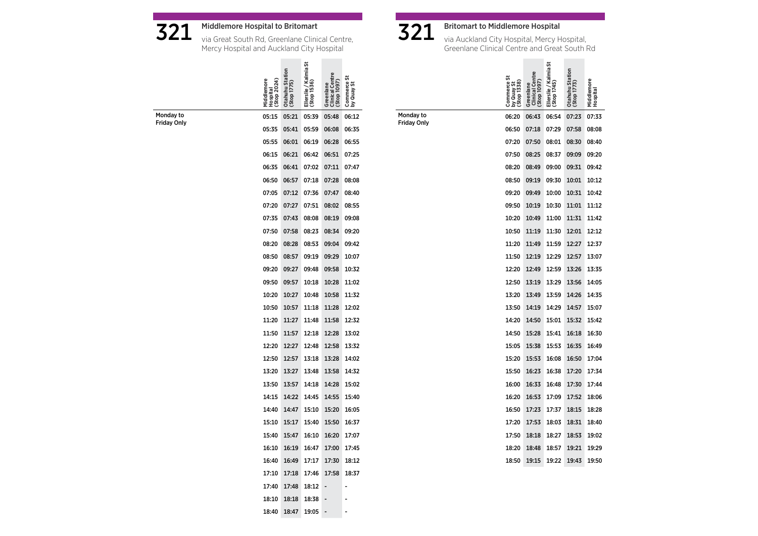# 321 Middlemore Hospital to Britomart

via Great South Rd, Greenlane Clinical Centre, Mercy Hospital and Auckland City Hospital

| | Middlemore Hospital (Stop 2024) | Otahuhu Station (Stop 1775) | Ellerslie / Kalmia St (Stop 1536) | Greenlane Clinical Centre (Stop 1097) | Commerce St by Quay St |
|---|---|---|---|---|---|
| Monday to Friday Only | 05:15 | 05:21 | 05:39 | 05:48 | 06:12 |
| | 05:35 | 05:41 | 05:59 | 06:08 | 06:35 |
| | 05:55 | 06:01 | 06:19 | 06:28 | 06:55 |
| | 06:15 | 06:21 | 06:42 | 06:51 | 07:25 |
| | 06:35 | 06:41 | 07:02 | 07:11 | 07:47 |
| | 06:50 | 06:57 | 07:18 | 07:28 | 08:08 |
| | 07:05 | 07:12 | 07:36 | 07:47 | 08:40 |
| | 07:20 | 07:27 | 07:51 | 08:02 | 08:55 |
| | 07:35 | 07:43 | 08:08 | 08:19 | 09:08 |
| | 07:50 | 07:58 | 08:23 | 08:34 | 09:20 |
| | 08:20 | 08:28 | 08:53 | 09:04 | 09:42 |
| | 08:50 | 08:57 | 09:19 | 09:29 | 10:07 |
| | 09:20 | 09:27 | 09:48 | 09:58 | 10:32 |
| | 09:50 | 09:57 | 10:18 | 10:28 | 11:02 |
| | 10:20 | 10:27 | 10:48 | 10:58 | 11:32 |
| | 10:50 | 10:57 | 11:18 | 11:28 | 12:02 |
| | 11:20 | 11:27 | 11:48 | 11:58 | 12:32 |
| | 11:50 | 11:57 | 12:18 | 12:28 | 13:02 |
| | 12:20 | 12:27 | 12:48 | 12:58 | 13:32 |
| | 12:50 | 12:57 | 13:18 | 13:28 | 14:02 |
| | 13:20 | 13:27 | 13:48 | 13:58 | 14:32 |
| | 13:50 | 13:57 | 14:18 | 14:28 | 15:02 |
| | 14:15 | 14:22 | 14:45 | 14:55 | 15:40 |
| | 14:40 | 14:47 | 15:10 | 15:20 | 16:05 |
| | 15:10 | 15:17 | 15:40 | 15:50 | 16:37 |
| | 15:40 | 15:47 | 16:10 | 16:20 | 17:07 |
| | 16:10 | 16:19 | 16:47 | 17:00 | 17:45 |
| | 16:40 | 16:49 | 17:17 | 17:30 | 18:12 |
| | 17:10 | 17:18 | 17:46 | 17:58 | 18:37 |
| | 17:40 | 17:48 | 18:12 | - | - |
| | 18:10 | 18:18 | 18:38 | - | - |
| | 18:40 | 18:47 | 19:05 | - | - |

# 321 Britomart to Middlemore Hospital

via Auckland City Hospital, Mercy Hospital, Greenlane Clinical Centre and Great South Rd

| | Commerce St by Quay St (Stop 1338) | Greenlane Clinical Centre (Stop 1097) | Ellerslie / Kalmia St (Stop 1745) | Otahuhu Station (Stop 1773) | Middlemore Hospital |
|---|---|---|---|---|---|
| Monday to Friday Only | 06:20 | 06:43 | 06:54 | 07:23 | 07:33 |
| | 06:50 | 07:18 | 07:29 | 07:58 | 08:08 |
| | 07:20 | 07:50 | 08:01 | 08:30 | 08:40 |
| | 07:50 | 08:25 | 08:37 | 09:09 | 09:20 |
| | 08:20 | 08:49 | 09:00 | 09:31 | 09:42 |
| | 08:50 | 09:19 | 09:30 | 10:01 | 10:12 |
| | 09:20 | 09:49 | 10:00 | 10:31 | 10:42 |
| | 09:50 | 10:19 | 10:30 | 11:01 | 11:12 |
| | 10:20 | 10:49 | 11:00 | 11:31 | 11:42 |
| | 10:50 | 11:19 | 11:30 | 12:01 | 12:12 |
| | 11:20 | 11:49 | 11:59 | 12:27 | 12:37 |
| | 11:50 | 12:19 | 12:29 | 12:57 | 13:07 |
| | 12:20 | 12:49 | 12:59 | 13:26 | 13:35 |
| | 12:50 | 13:19 | 13:29 | 13:56 | 14:05 |
| | 13:20 | 13:49 | 13:59 | 14:26 | 14:35 |
| | 13:50 | 14:19 | 14:29 | 14:57 | 15:07 |
| | 14:20 | 14:50 | 15:01 | 15:32 | 15:42 |
| | 14:50 | 15:28 | 15:41 | 16:18 | 16:30 |
| | 15:05 | 15:38 | 15:53 | 16:35 | 16:49 |
| | 15:20 | 15:53 | 16:08 | 16:50 | 17:04 |
| | 15:50 | 16:23 | 16:38 | 17:20 | 17:34 |
| | 16:00 | 16:33 | 16:48 | 17:30 | 17:44 |
| | 16:20 | 16:53 | 17:09 | 17:52 | 18:06 |
| | 16:50 | 17:23 | 17:37 | 18:15 | 18:28 |
| | 17:20 | 17:53 | 18:03 | 18:31 | 18:40 |
| | 17:50 | 18:18 | 18:27 | 18:53 | 19:02 |
| | 18:20 | 18:48 | 18:57 | 19:21 | 19:29 |
| | 18:50 | 19:15 | 19:22 | 19:43 | 19:50 |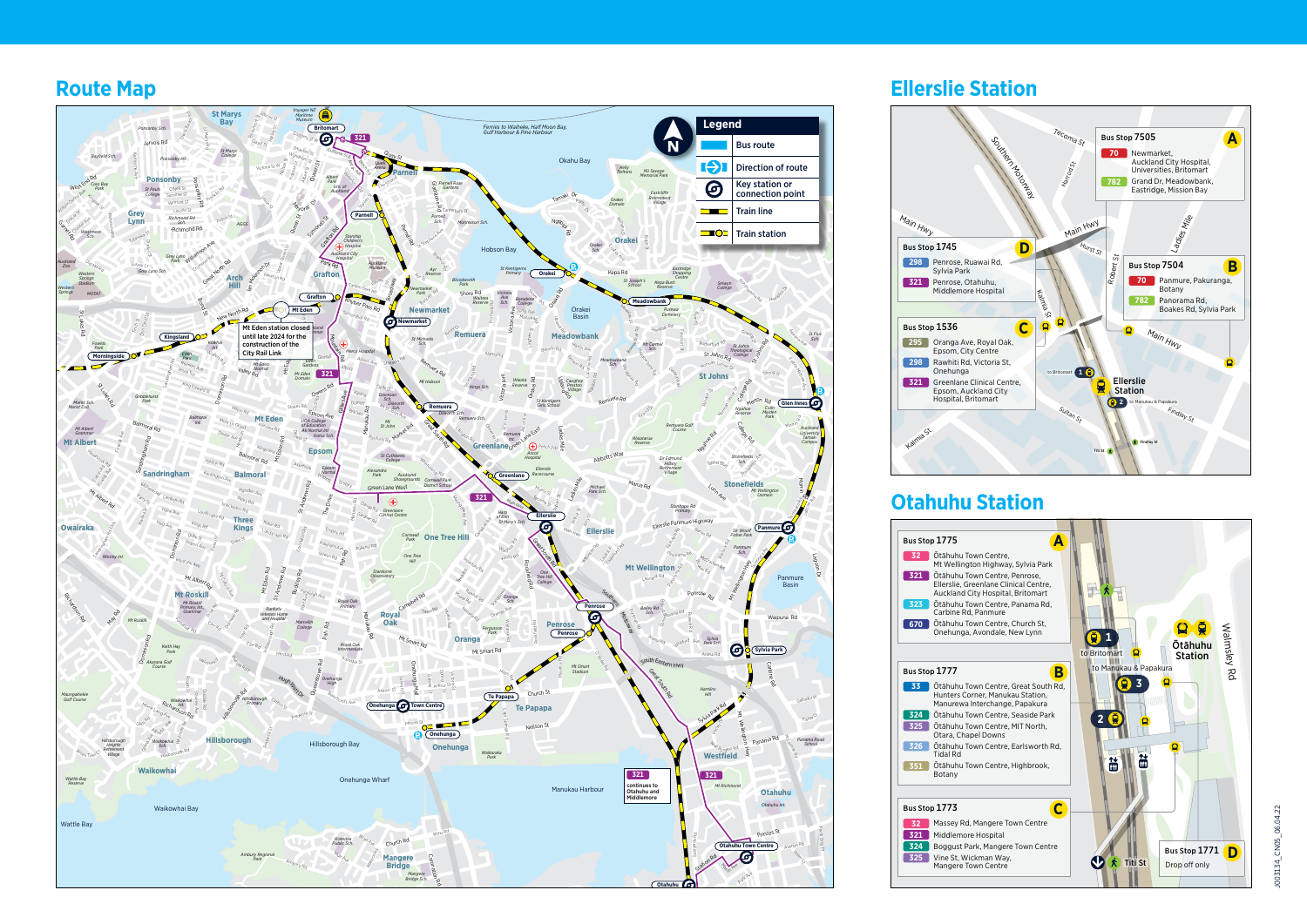## Route Map

### Legend

- Bus route
- Direction of route
- Key station or connection point
- Train line
- Train station

Mt Eden station closed until late 2024 for the construction of the City Rail Link

321 continues to Otahuhu and Middlemore

## Ellerslie Station

**Bus Stop 7505** (A)

| | |
|---|---|
| 70 | Newmarket, Auckland City Hospital, Universities, Britomart |
| 782 | Grand Dr, Meadowbank, Eastridge, Mission Bay |

**Bus Stop 7504** (B)

| | |
|---|---|
| 70 | Panmure, Pakuranga, Botany |
| 782 | Panorama Rd, Boakes Rd, Sylvia Park |

**Bus Stop 1745** (D)

| | |
|---|---|
| 298 | Penrose, Ruawai Rd, Sylvia Park |
| 321 | Penrose, Otahuhu, Middlemore Hospital |

**Bus Stop 1536** (C)

| | |
|---|---|
| 295 | Orakei Ave, Royal Oak, Epsom, City Centre |
| 298 | Rawhiti Rd, Victoria St, Onehunga |
| 321 | Greenlane Clinical Centre, Epsom, Auckland City Hospital, Britomart |

## Otahuhu Station

**Bus Stop 1775** (A)

| | |
|---|---|
| 32 | Ōtāhuhu Town Centre, Mt Wellington Highway, Sylvia Park |
| 321 | Ōtāhuhu Town Centre, Penrose, Ellerslie, Greenlane Clinical Centre, Auckland City Hospital, Britomart |
| 323 | Ōtāhuhu Town Centre, Panama Rd, Carbine Rd, Panmure |
| 670 | Ōtāhuhu Town Centre, Church St, Onehunga, Avondale, New Lynn |

**Bus Stop 1777** (B)

| | |
|---|---|
| 33 | Ōtāhuhu Town Centre, Great South Rd, Hunters Corner, Manukau Station, Manurewa Interchange, Papakura |
| 324 | Ōtāhuhu Town Centre, Seaside Park |
| 325 | Ōtāhuhu Town Centre, MIT North, Otara, Chapel Downs |
| 326 | Ōtāhuhu Town Centre, Earlsworth Rd, Tidal Rd |
| 351 | Ōtāhuhu Town Centre, Highbrook, Botany |

**Bus Stop 1773** (C)

| | |
|---|---|
| 32 | Massey Rd, Mangere Town Centre |
| 321 | Middlemore Hospital |
| 324 | Boggust Park, Mangere Town Centre |
| 325 | Vine St, Wickman Way, Mangere Town Centre |

**Bus Stop 1771** (D)

Drop off only

J003134_CN05_06.04.22